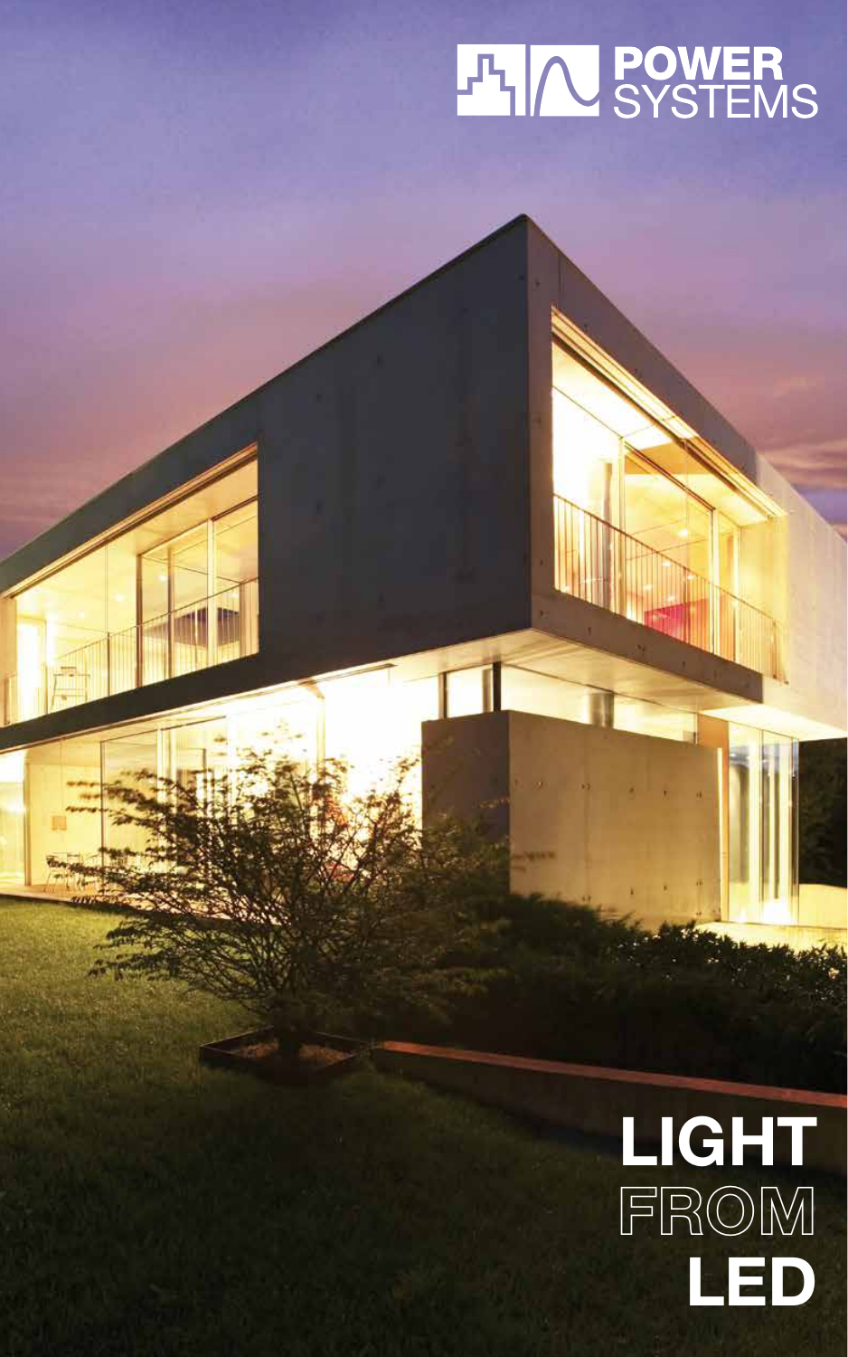POWER SYSTEMS

# LIGHT FROM LED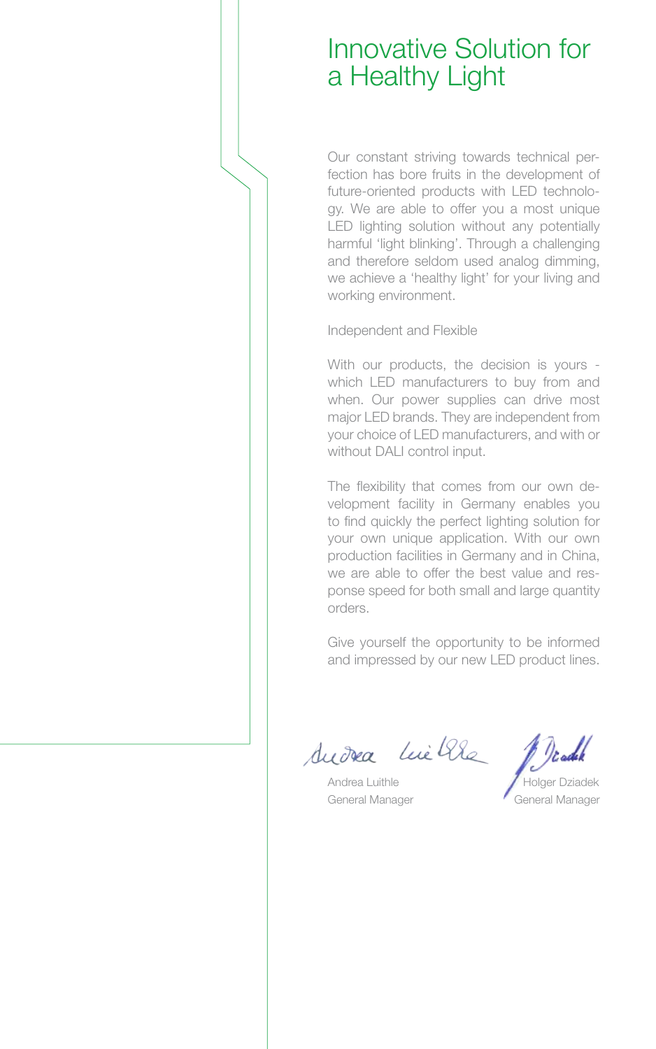# Innovative Solution for a Healthy Light

Our constant striving towards technical perfection has bore fruits in the development of future-oriented products with LED technology. We are able to offer you a most unique LED lighting solution without any potentially harmful 'light blinking'. Through a challenging and therefore seldom used analog dimming, we achieve a 'healthy light' for your living and working environment.

Independent and Flexible

With our products, the decision is yours - which LED manufacturers to buy from and when. Our power supplies can drive most major LED brands. They are independent from your choice of LED manufacturers, and with or without DALI control input.

The flexibility that comes from our own development facility in Germany enables you to find quickly the perfect lighting solution for your own unique application. With our own production facilities in Germany and in China, we are able to offer the best value and response speed for both small and large quantity orders.

Give yourself the opportunity to be informed and impressed by our new LED product lines.

Andrea Luithle
General Manager

Holger Dziadek
General Manager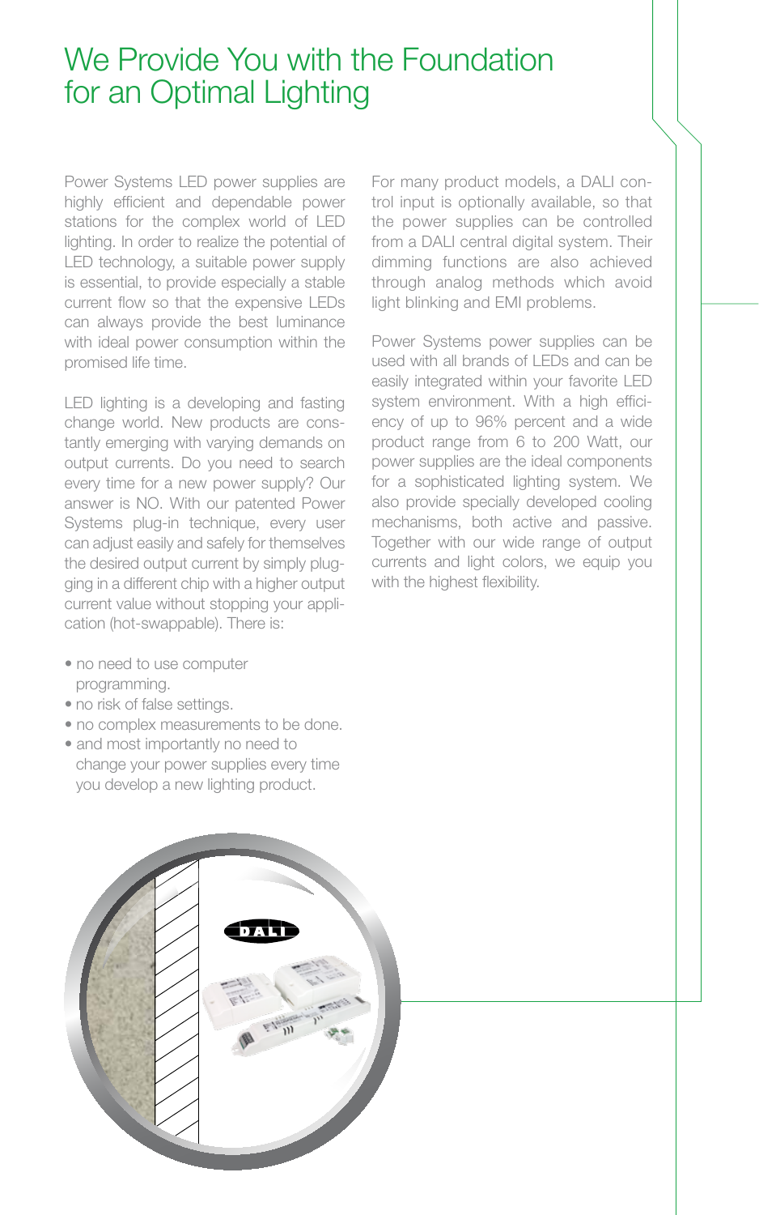# We Provide You with the Foundation for an Optimal Lighting

Power Systems LED power supplies are highly efficient and dependable power stations for the complex world of LED lighting. In order to realize the potential of LED technology, a suitable power supply is essential, to provide especially a stable current flow so that the expensive LEDs can always provide the best luminance with ideal power consumption within the promised life time.

LED lighting is a developing and fasting change world. New products are constantly emerging with varying demands on output currents. Do you need to search every time for a new power supply? Our answer is NO. With our patented Power Systems plug-in technique, every user can adjust easily and safely for themselves the desired output current by simply plugging in a different chip with a higher output current value without stopping your application (hot-swappable). There is:

- no need to use computer programming.
- no risk of false settings.
- no complex measurements to be done.
- and most importantly no need to change your power supplies every time you develop a new lighting product.

For many product models, a DALI control input is optionally available, so that the power supplies can be controlled from a DALI central digital system. Their dimming functions are also achieved through analog methods which avoid light blinking and EMI problems.

Power Systems power supplies can be used with all brands of LEDs and can be easily integrated within your favorite LED system environment. With a high efficiency of up to 96% percent and a wide product range from 6 to 200 Watt, our power supplies are the ideal components for a sophisticated lighting system. We also provide specially developed cooling mechanisms, both active and passive. Together with our wide range of output currents and light colors, we equip you with the highest flexibility.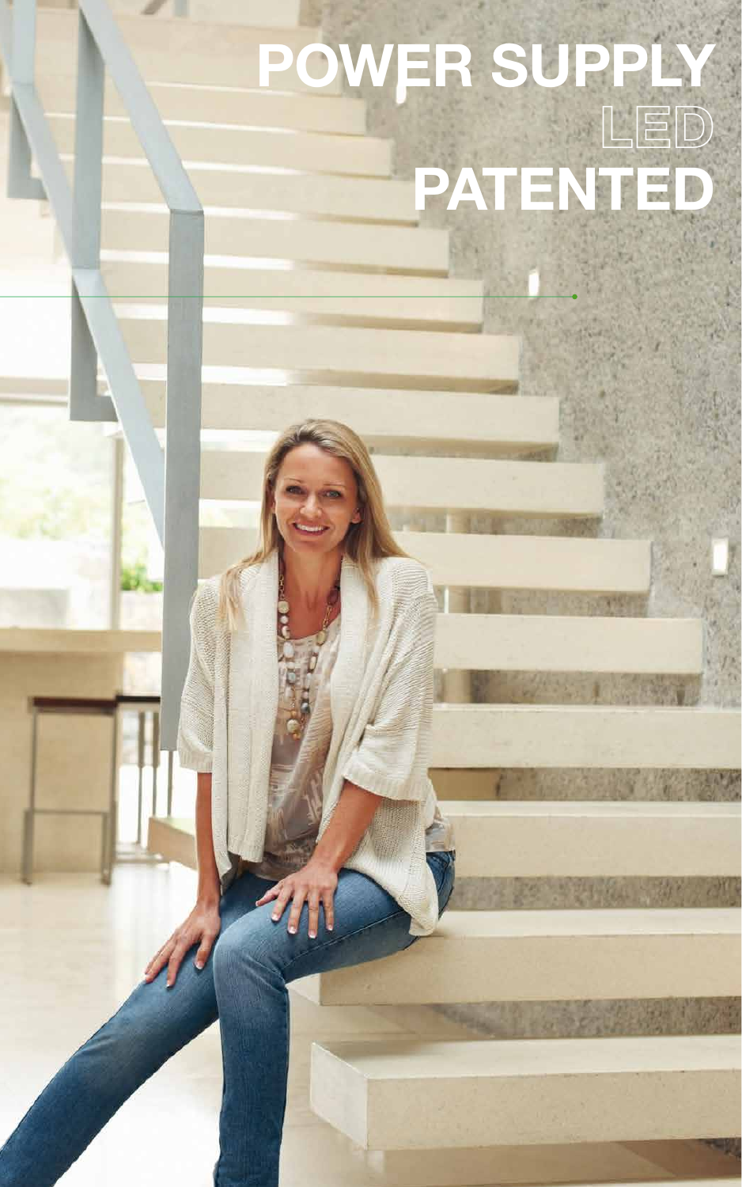# POWER SUPPLY
## LED
# PATENTED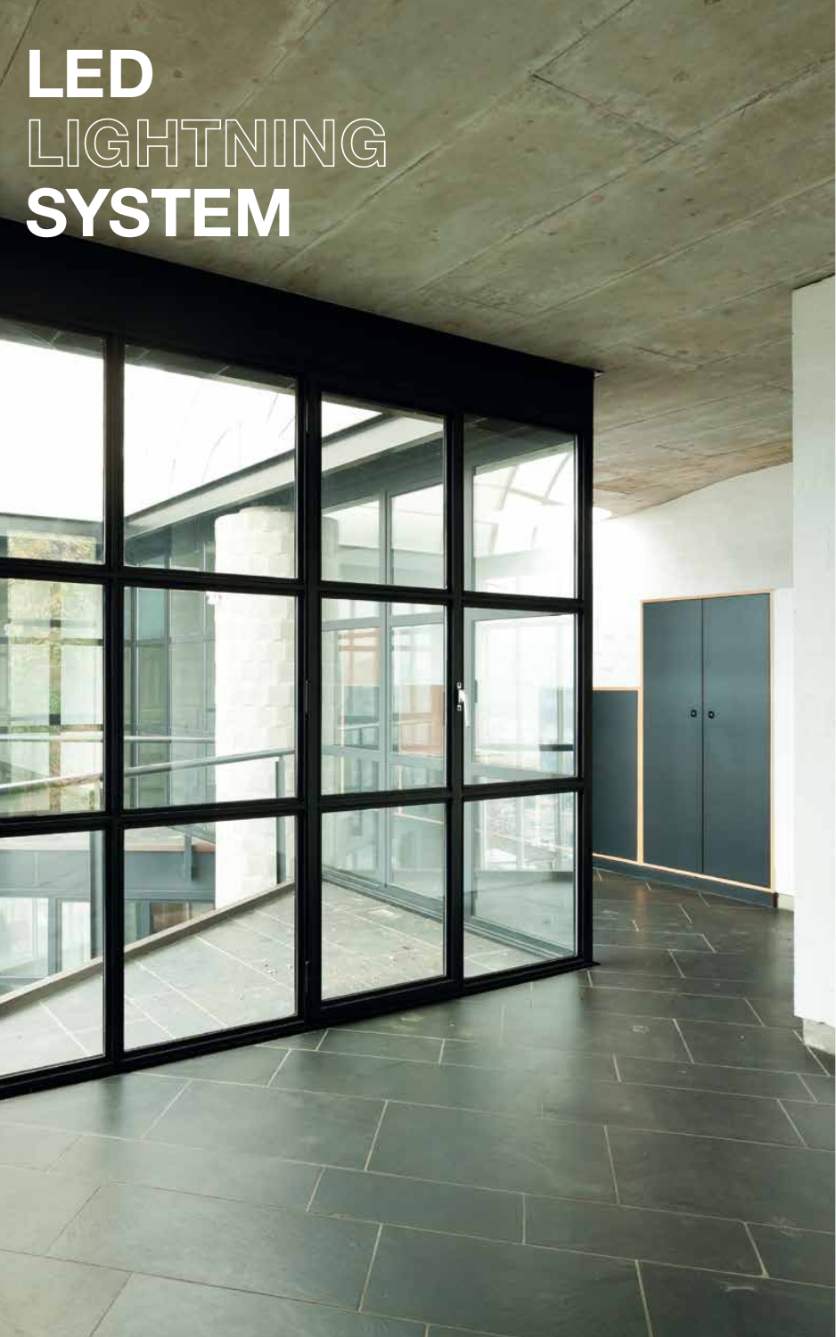# LED LIGHTNING SYSTEM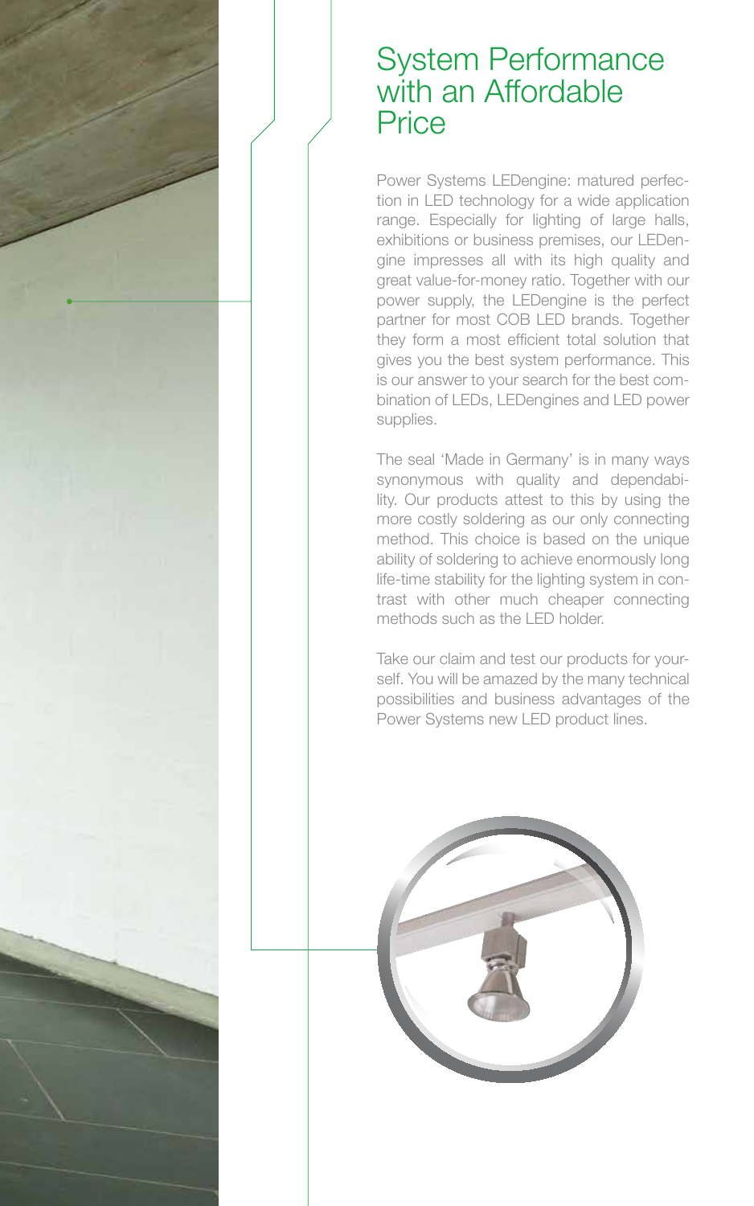# System Performance with an Affordable Price

Power Systems LEDengine: matured perfection in LED technology for a wide application range. Especially for lighting of large halls, exhibitions or business premises, our LEDengine impresses all with its high quality and great value-for-money ratio. Together with our power supply, the LEDengine is the perfect partner for most COB LED brands. Together they form a most efficient total solution that gives you the best system performance. This is our answer to your search for the best combination of LEDs, LEDengines and LED power supplies.

The seal 'Made in Germany' is in many ways synonymous with quality and dependability. Our products attest to this by using the more costly soldering as our only connecting method. This choice is based on the unique ability of soldering to achieve enormously long life-time stability for the lighting system in contrast with other much cheaper connecting methods such as the LED holder.

Take our claim and test our products for yourself. You will be amazed by the many technical possibilities and business advantages of the Power Systems new LED product lines.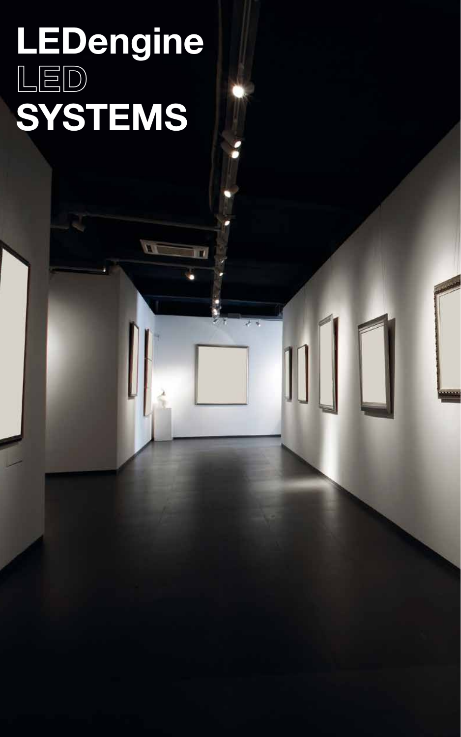# LEDengine
# LED
# SYSTEMS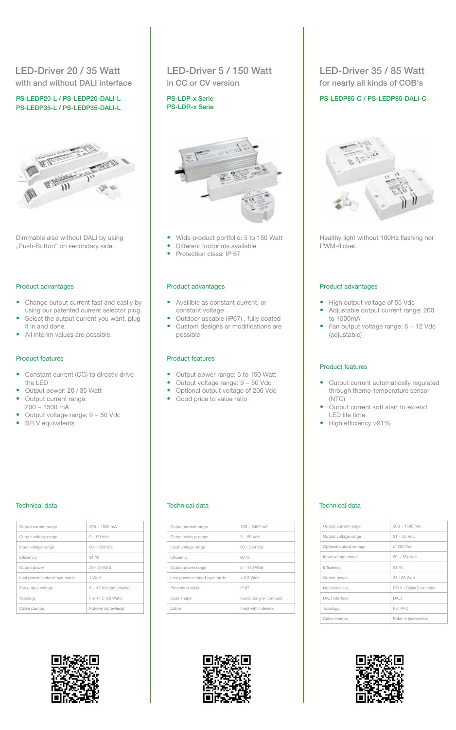## LED-Driver 20 / 35 Watt

with and without DALI interface

PS-LEDP20-L / PS-LEDP20-DALI-L
PS-LEDP35-L / PS-LEDP35-DALI-L

Dimmable also without DALI by using „Push-Button" on secondary side.

### Product advantages

- Change output current fast and easily by using our patented current selector plug.
- Select the output current you want, plug it in and done.
- All interim values are possible.

### Product features

- Constant current (CC) to directly drive the LED
- Output power: 20 / 35 Watt
- Output current range: 200 ~ 1500 mA
- Output voltage range: 9 ~ 50 Vdc
- SELV equivalents

### Technical data

| | |
|---|---|
| Output current range | 200 ~ 1500 mA |
| Output voltage range | 9 ~ 50 Vdc |
| Input voltage range | 90 ~ 264 Vac |
| Efficiency | 91 % |
| Output power | 20 / 35 Watt |
| Lost power in stand-bye-mode | 1 Watt |
| Fan output voltage | 6 ~ 12 Vdc (adjustable) |
| Topology | Full PFC (20 Watt) |
| Cable clamps | Poke-in (screwless) |

## LED-Driver 5 / 150 Watt

in CC or CV version

PS-LDP-x Serie
PS-LDR-x Serie

- Wide product portfolio: 5 to 150 Watt
- Different footprints available
- Protection class: IP 67

### Product advantages

- Availible as constant current, or constant voltage
- Outdoor useable (IP67) , fully coated
- Custom designs or modifications are possible

### Product features

- Output power range: 5 to 150 Watt
- Output voltage range: 9 ~ 50 Vdc
- Optional output voltage of 200 Vdc
- Good price to value ratio

### Technical data

| | |
|---|---|
| Output current range | 100 ~ 5400 mA |
| Output voltage range | 9 ~ 50 Vdc |
| Input voltage range | 90 ~ 264 Vac |
| Efficiency | 90 % |
| Output power range | 5 ~ 150 Watt |
| Lost power in stand-bye-mode | < 0,5 Watt |
| Protection class | IP 67 |
| Case shape | round, long or compact |
| Cable | fixed within device |

## LED-Driver 35 / 85 Watt

for nearly all kinds of COB's

PS-LEDP85-C / PS-LEDP85-DALI-C

Healthy light without 100Hz flashing nor PWM-flicker.

### Product advantages

- High output voltage of 55 Vdc
- Adjustable output current range: 200 to 1500mA
- Fan output voltage range: 6 ~ 12 Vdc (adjustable)

### Product features

- Output current automatically regulated through themo-temperature sensor (NTC)
- Output current soft start to extend LED life time
- High efficiency >91%

### Technical data

| | |
|---|---|
| Output current range | 200 ~ 1500 mA |
| Output voltage range | 21 ~ 55 Vdc |
| Optional output voltage | of 200 Vdc |
| Input voltage range | 90 ~ 264 Vac |
| Efficiency | 91 % |
| Output power | 35 / 85 Watt |
| Isolation class | SELV / Class 2 isolation |
| DALI interface | DALI |
| Topology | Full PFC |
| Cable clamps | Poke-in (screwless) |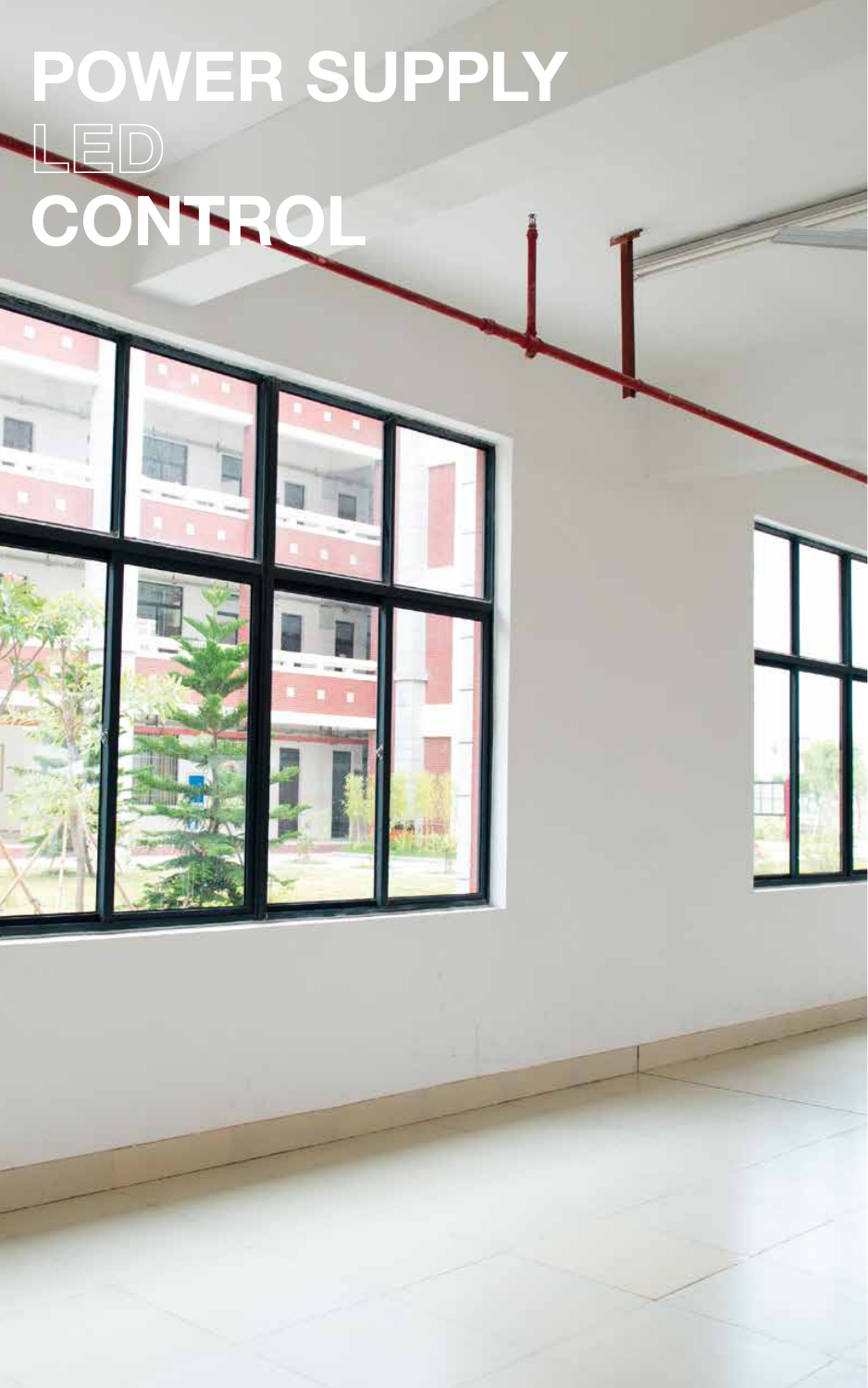# POWER SUPPLY
# LED
# CONTROL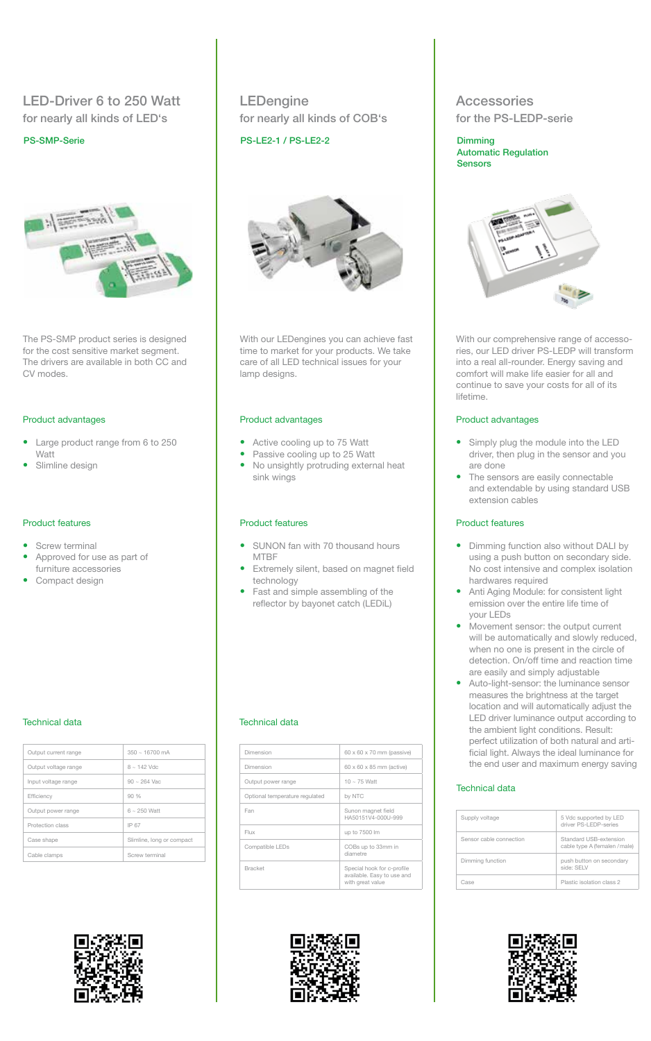# LED-Driver 6 to 250 Watt

## for nearly all kinds of LED's

### PS-SMP-Serie

The PS-SMP product series is designed for the cost sensitive market segment. The drivers are available in both CC and CV modes.

### Product advantages

- Large product range from 6 to 250 Watt
- Slimline design

### Product features

- Screw terminal
- Approved for use as part of furniture accessories
- Compact design

### Technical data

| | |
|---|---|
| Output current range | 350 – 16700 mA |
| Output voltage range | 8 – 142 Vdc |
| Input voltage range | 90 – 264 Vac |
| Efficiency | 90 % |
| Output power range | 6 – 250 Watt |
| Protection class | IP 67 |
| Case shape | Slimline, long or compact |
| Cable clamps | Screw terminal |

# LEDengine

## for nearly all kinds of COB's

### PS-LE2-1 / PS-LE2-2

With our LEDengines you can achieve fast time to market for your products. We take care of all LED technical issues for your lamp designs.

### Product advantages

- Active cooling up to 75 Watt
- Passive cooling up to 25 Watt
- No unsightly protruding external heat sink wings

### Product features

- SUNON fan with 70 thousand hours MTBF
- Extremely silent, based on magnet field technology
- Fast and simple assembling of the reflector by bayonet catch (LEDiL)

### Technical data

| | |
|---|---|
| Dimension | 60 x 60 x 70 mm (passive) |
| Dimension | 60 x 60 x 85 mm (active) |
| Output power range | 10 – 75 Watt |
| Optional temperature regulated | by NTC |
| Fan | Sunon magnet field HA50151V4-000U-999 |
| Flux | up to 7500 lm |
| Compatible LEDs | COBs up to 33mm in diametre |
| Bracket | Special hook for c-profile available. Easy to use and with great value |

# Accessories

## for the PS-LEDP-serie

### Dimming
### Automatic Regulation
### Sensors

With our comprehensive range of accessories, our LED driver PS-LEDP will transform into a real all-rounder. Energy saving and comfort will make life easier for all and continue to save your costs for all of its lifetime.

### Product advantages

- Simply plug the module into the LED driver, then plug in the sensor and you are done
- The sensors are easily connectable and extendable by using standard USB extension cables

### Product features

- Dimming function also without DALI by using a push button on secondary side. No cost intensive and complex isolation hardwares required
- Anti Aging Module: for consistent light emission over the entire life time of your LEDs
- Movement sensor: the output current will be automatically and slowly reduced, when no one is present in the circle of detection. On/off time and reaction time are easily and simply adjustable
- Auto-light-sensor: the luminance sensor measures the brightness at the target location and will automatically adjust the LED driver luminance output according to the ambient light conditions. Result: perfect utilization of both natural and artificial light. Always the ideal luminance for the end user and maximum energy saving

### Technical data

| | |
|---|---|
| Supply voltage | 5 Vdc supported by LED driver PS-LEDP-series |
| Sensor cable connection | Standard USB-extension cable type A (femalen / male) |
| Dimming function | push button on secondary side: SELV |
| Case | Plastic isolation class 2 |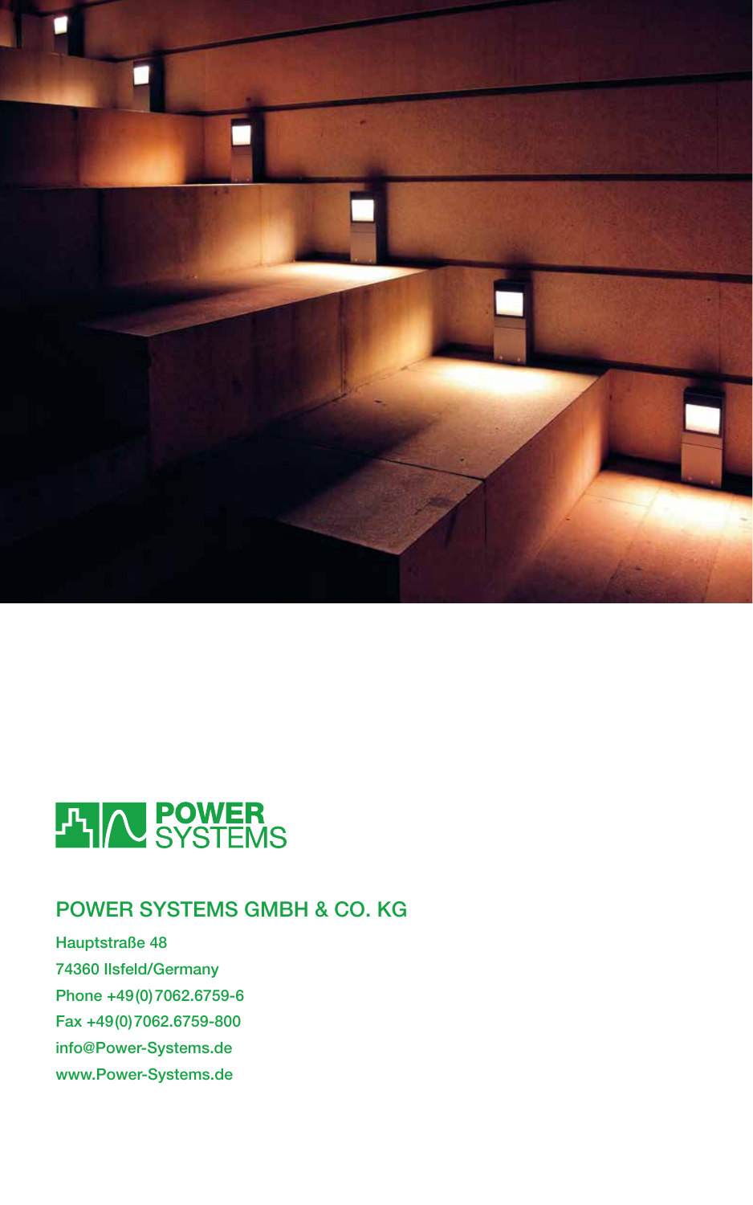POWER SYSTEMS

## POWER SYSTEMS GMBH & CO. KG

Hauptstraße 48
74360 Ilsfeld/Germany
Phone +49(0)7062.6759-6
Fax +49(0)7062.6759-800
info@Power-Systems.de
www.Power-Systems.de